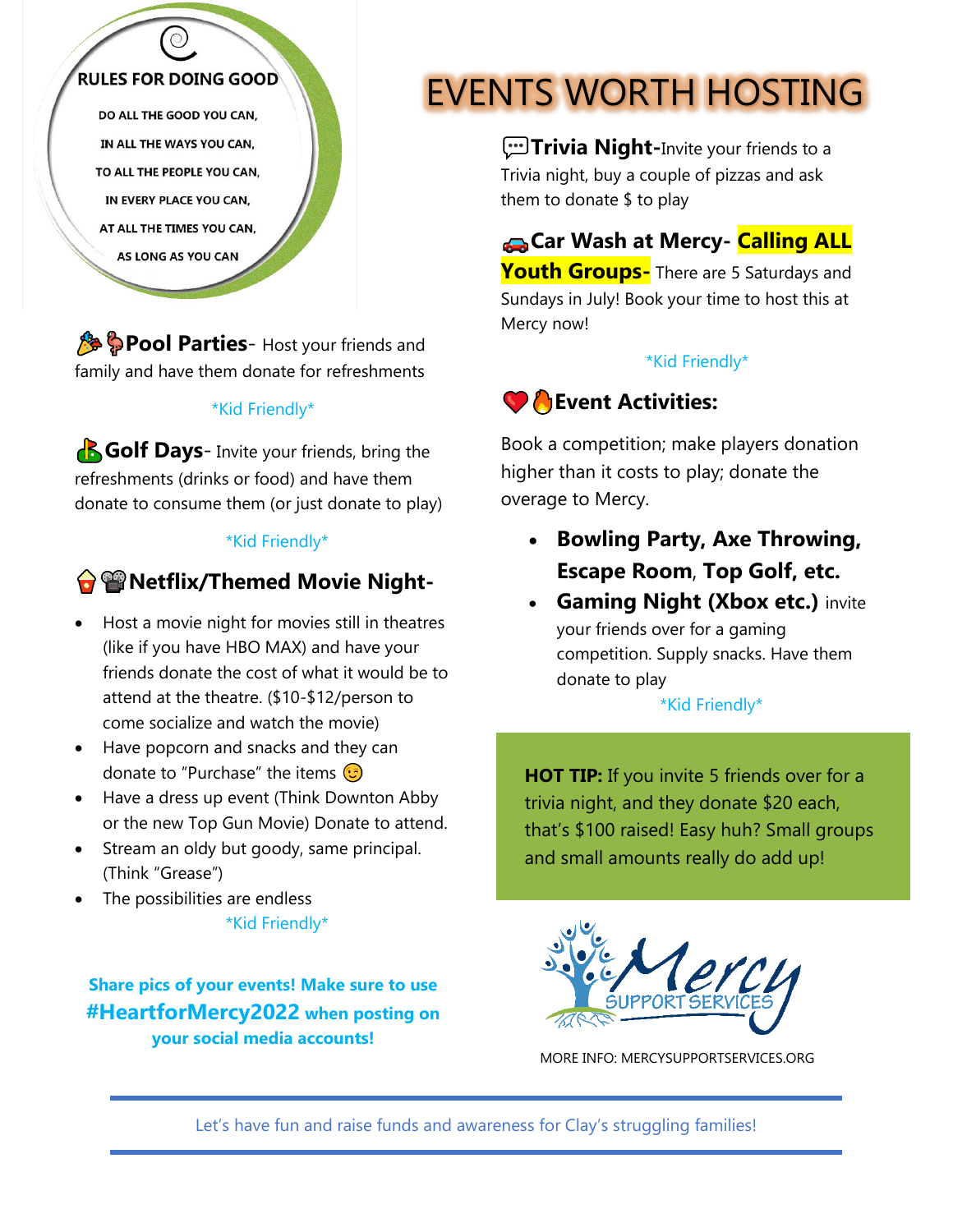## RULES FOR DOING GOOD

DO ALL THE GOOD YOU CAN,

IN ALL THE WAYS YOU CAN,

TO ALL THE PEOPLE YOU CAN,

IN EVERY PLACE YOU CAN,

AT ALL THE TIMES YOU CAN,

AS LONG AS YOU CAN

# EVENTS WORTH HOSTING

**Pool Parties**- Host your friends and family and have them donate for refreshments

*Kid Friendly*

**Golf Days**- Invite your friends, bring the refreshments (drinks or food) and have them donate to consume them (or just donate to play)

*Kid Friendly*

**Netflix/Themed Movie Night-**

- Host a movie night for movies still in theatres (like if you have HBO MAX) and have your friends donate the cost of what it would be to attend at the theatre. ($10-$12/person to come socialize and watch the movie)
- Have popcorn and snacks and they can donate to "Purchase" the items 🙂
- Have a dress up event (Think Downton Abby or the new Top Gun Movie) Donate to attend.
- Stream an oldy but goody, same principal. (Think "Grease")
- The possibilities are endless

*Kid Friendly*

**Share pics of your events! Make sure to use #HeartforMercy2022 when posting on your social media accounts!**

**Trivia Night-**Invite your friends to a Trivia night, buy a couple of pizzas and ask them to donate $ to play

**Car Wash at Mercy- Calling ALL Youth Groups-** There are 5 Saturdays and Sundays in July! Book your time to host this at Mercy now!

*Kid Friendly*

**Event Activities:**

Book a competition; make players donation higher than it costs to play; donate the overage to Mercy.

- **Bowling Party, Axe Throwing, Escape Room, Top Golf, etc.**
- **Gaming Night (Xbox etc.)** invite your friends over for a gaming competition. Supply snacks. Have them donate to play

*Kid Friendly*

**HOT TIP:** If you invite 5 friends over for a trivia night, and they donate $20 each, that's $100 raised! Easy huh? Small groups and small amounts really do add up!

Mercy SUPPORT SERVICES

MORE INFO: MERCYSUPPORTSERVICES.ORG

Let's have fun and raise funds and awareness for Clay's struggling families!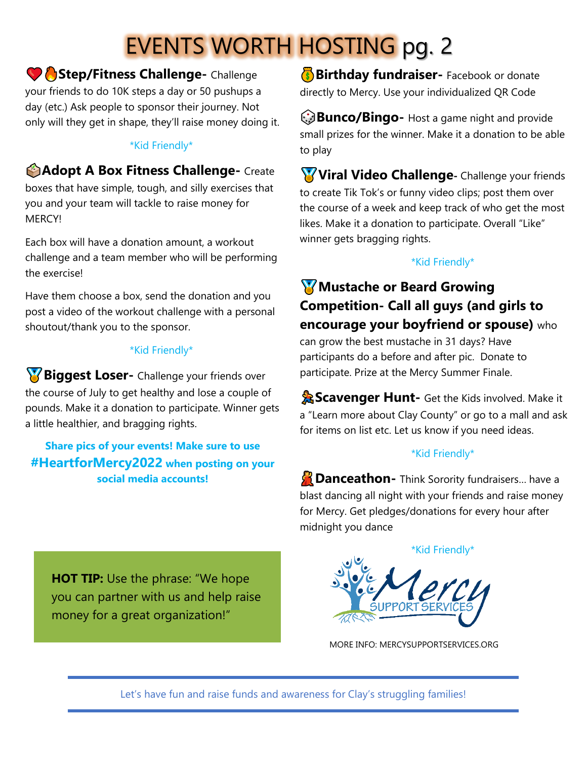# EVENTS WORTH HOSTING pg. 2

❤️🔥**Step/Fitness Challenge-** Challenge your friends to do 10K steps a day or 50 pushups a day (etc.) Ask people to sponsor their journey. Not only will they get in shape, they'll raise money doing it.

*Kid Friendly*

📦**Adopt A Box Fitness Challenge-** Create boxes that have simple, tough, and silly exercises that you and your team will tackle to raise money for MERCY!

Each box will have a donation amount, a workout challenge and a team member who will be performing the exercise!

Have them choose a box, send the donation and you post a video of the workout challenge with a personal shoutout/thank you to the sponsor.

*Kid Friendly*

🏅**Biggest Loser-** Challenge your friends over the course of July to get healthy and lose a couple of pounds. Make it a donation to participate. Winner gets a little healthier, and bragging rights.

**Share pics of your events! Make sure to use #HeartforMercy2022 when posting on your social media accounts!**

💰**Birthday fundraiser-** Facebook or donate directly to Mercy. Use your individualized QR Code

🎲**Bunco/Bingo-** Host a game night and provide small prizes for the winner. Make it a donation to be able to play

🏅**Viral Video Challenge**- Challenge your friends to create Tik Tok's or funny video clips; post them over the course of a week and keep track of who get the most likes. Make it a donation to participate. Overall "Like" winner gets bragging rights.

*Kid Friendly*

🏅**Mustache or Beard Growing Competition- Call all guys (and girls to encourage your boyfriend or spouse)** who can grow the best mustache in 31 days? Have participants do a before and after pic. Donate to participate. Prize at the Mercy Summer Finale.

🏃**Scavenger Hunt-** Get the Kids involved. Make it a "Learn more about Clay County" or go to a mall and ask for items on list etc. Let us know if you need ideas.

*Kid Friendly*

💃**Danceathon-** Think Sorority fundraisers… have a blast dancing all night with your friends and raise money for Mercy. Get pledges/donations for every hour after midnight you dance

*Kid Friendly*

**HOT TIP:** Use the phrase: "We hope you can partner with us and help raise money for a great organization!"

Mercy SUPPORT SERVICES

MORE INFO: MERCYSUPPORTSERVICES.ORG

Let's have fun and raise funds and awareness for Clay's struggling families!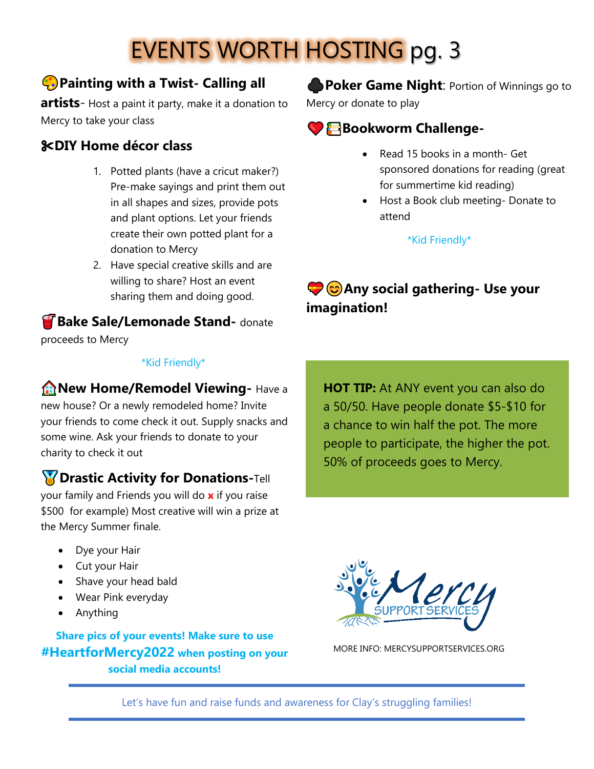# EVENTS WORTH HOSTING pg. 3

### 🎨Painting with a Twist- Calling all artists- 
Host a paint it party, make it a donation to Mercy to take your class

### ✂DIY Home décor class

1. Potted plants (have a cricut maker?) Pre-make sayings and print them out in all shapes and sizes, provide pots and plant options. Let your friends create their own potted plant for a donation to Mercy
2. Have special creative skills and are willing to share? Host an event sharing them and doing good.

### 🥤Bake Sale/Lemonade Stand- 
donate proceeds to Mercy

*Kid Friendly*

### 🏠New Home/Remodel Viewing- 
Have a new house? Or a newly remodeled home? Invite your friends to come check it out. Supply snacks and some wine. Ask your friends to donate to your charity to check it out

### 🏅Drastic Activity for Donations-
Tell your family and Friends you will do **x** if you raise $500 for example) Most creative will win a prize at the Mercy Summer finale.

- Dye your Hair
- Cut your Hair
- Shave your head bald
- Wear Pink everyday
- Anything

**Share pics of your events! Make sure to use #HeartforMercy2022 when posting on your social media accounts!**

### ♣Poker Game Night: 
Portion of Winnings go to Mercy or donate to play

### ❤📚Bookworm Challenge-

- Read 15 books in a month- Get sponsored donations for reading (great for summertime kid reading)
- Host a Book club meeting- Donate to attend

*Kid Friendly*

### ❤😊Any social gathering- Use your imagination!

**HOT TIP:** At ANY event you can also do a 50/50. Have people donate $5-$10 for a chance to win half the pot. The more people to participate, the higher the pot. 50% of proceeds goes to Mercy.

Mercy SUPPORT SERVICES

MORE INFO: MERCYSUPPORTSERVICES.ORG

Let's have fun and raise funds and awareness for Clay's struggling families!